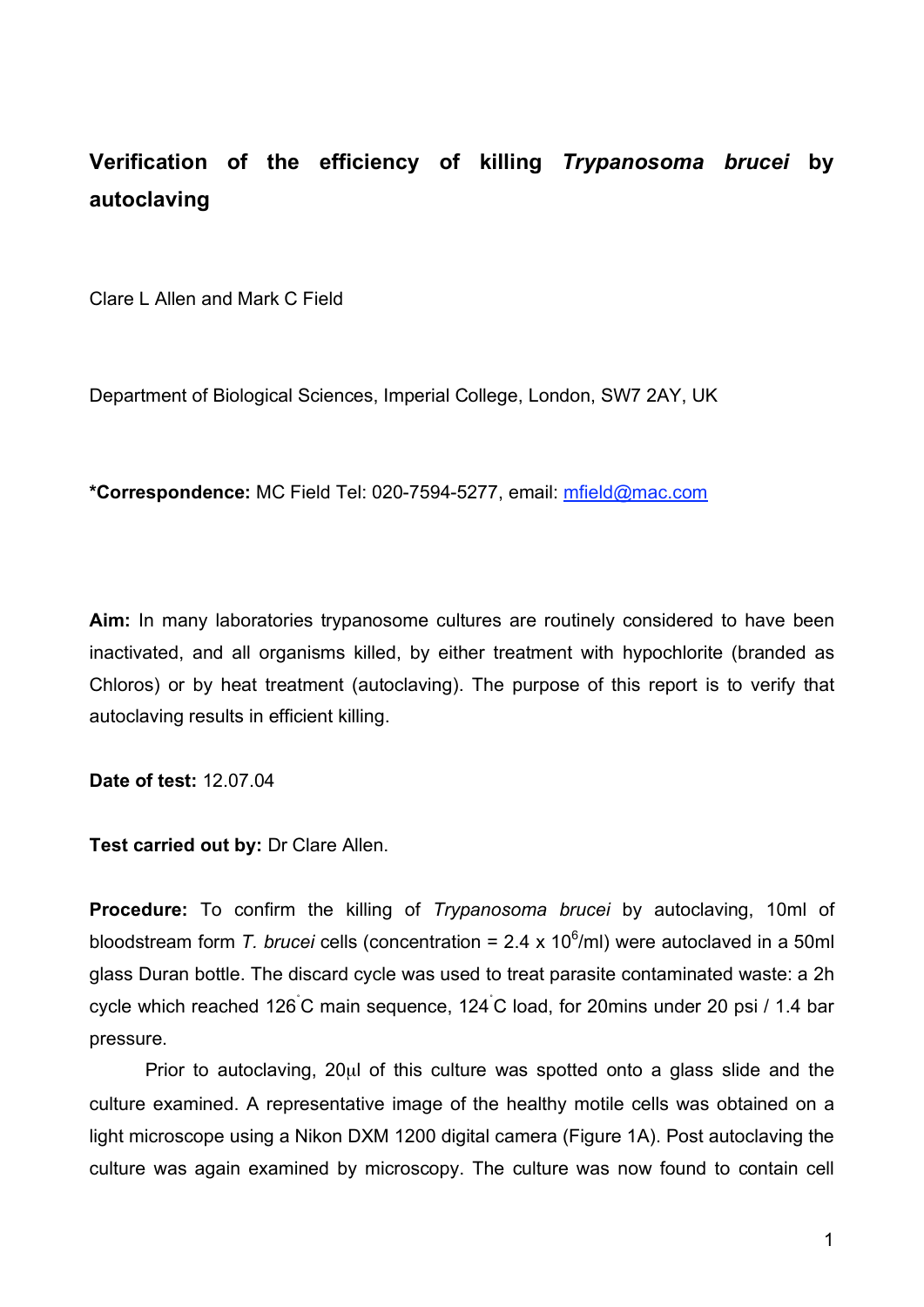# Verification of the efficiency of killing *Trypanosoma brucei* by autoclaving

Clare L Allen and Mark C Field

Department of Biological Sciences, Imperial College, London, SW7 2AY, UK

**\*Correspondence:** MC Field Tel: 020-7594-5277, email: mfield@mac.com

**Aim:** In many laboratories trypanosome cultures are routinely considered to have been inactivated, and all organisms killed, by either treatment with hypochlorite (branded as Chloros) or by heat treatment (autoclaving). The purpose of this report is to verify that autoclaving results in efficient killing.

**Date of test:** 12.07.04

**Test carried out by:** Dr Clare Allen.

**Procedure:** To confirm the killing of *Trypanosoma brucei* by autoclaving, 10ml of bloodstream form *T. brucei* cells (concentration = $2.4 \times 10^6$/ml) were autoclaved in a 50ml glass Duran bottle. The discard cycle was used to treat parasite contaminated waste: a 2h cycle which reached 126°C main sequence, 124°C load, for 20mins under 20 psi / 1.4 bar pressure.

Prior to autoclaving, 20μl of this culture was spotted onto a glass slide and the culture examined. A representative image of the healthy motile cells was obtained on a light microscope using a Nikon DXM 1200 digital camera (Figure 1A). Post autoclaving the culture was again examined by microscopy. The culture was now found to contain cell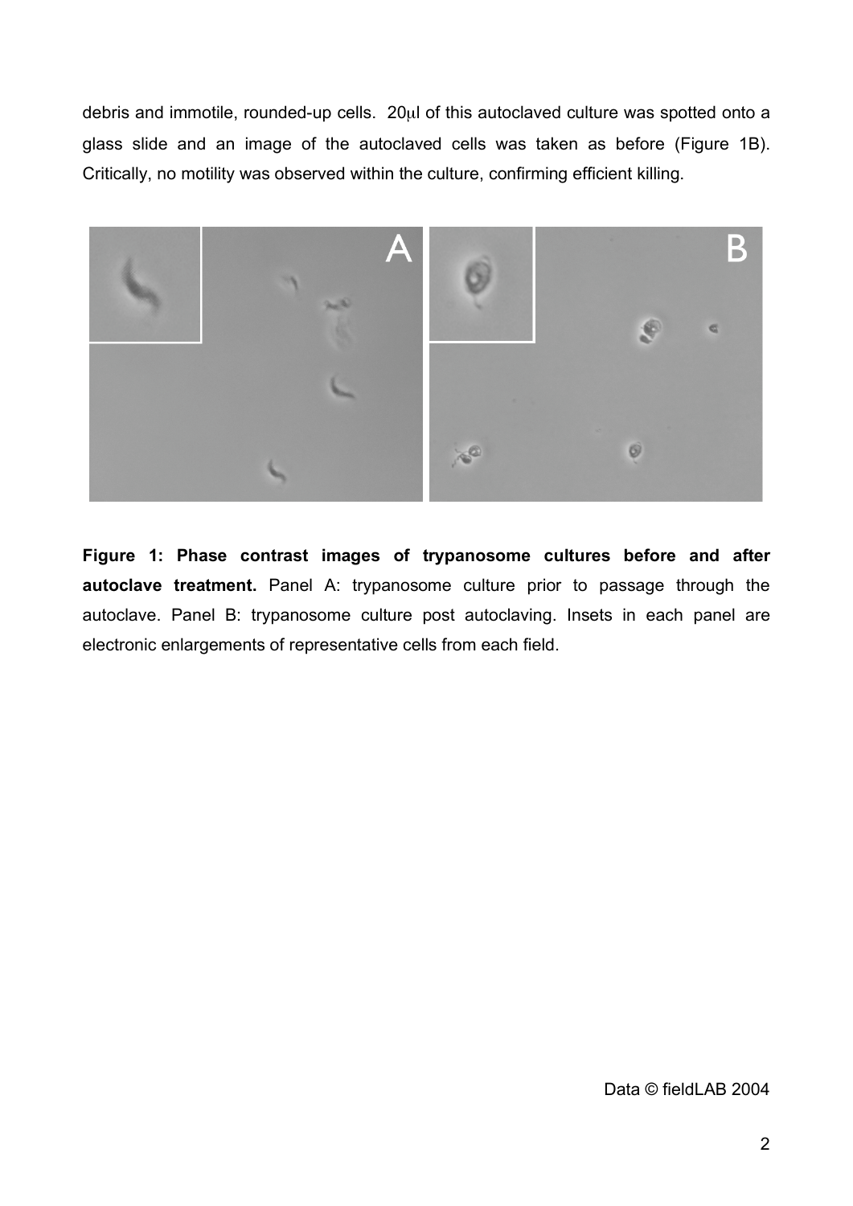debris and immotile, rounded-up cells. 20μl of this autoclaved culture was spotted onto a glass slide and an image of the autoclaved cells was taken as before (Figure 1B). Critically, no motility was observed within the culture, confirming efficient killing.

A

B

**Figure 1: Phase contrast images of trypanosome cultures before and after autoclave treatment.** Panel A: trypanosome culture prior to passage through the autoclave. Panel B: trypanosome culture post autoclaving. Insets in each panel are electronic enlargements of representative cells from each field.

Data © fieldLAB 2004